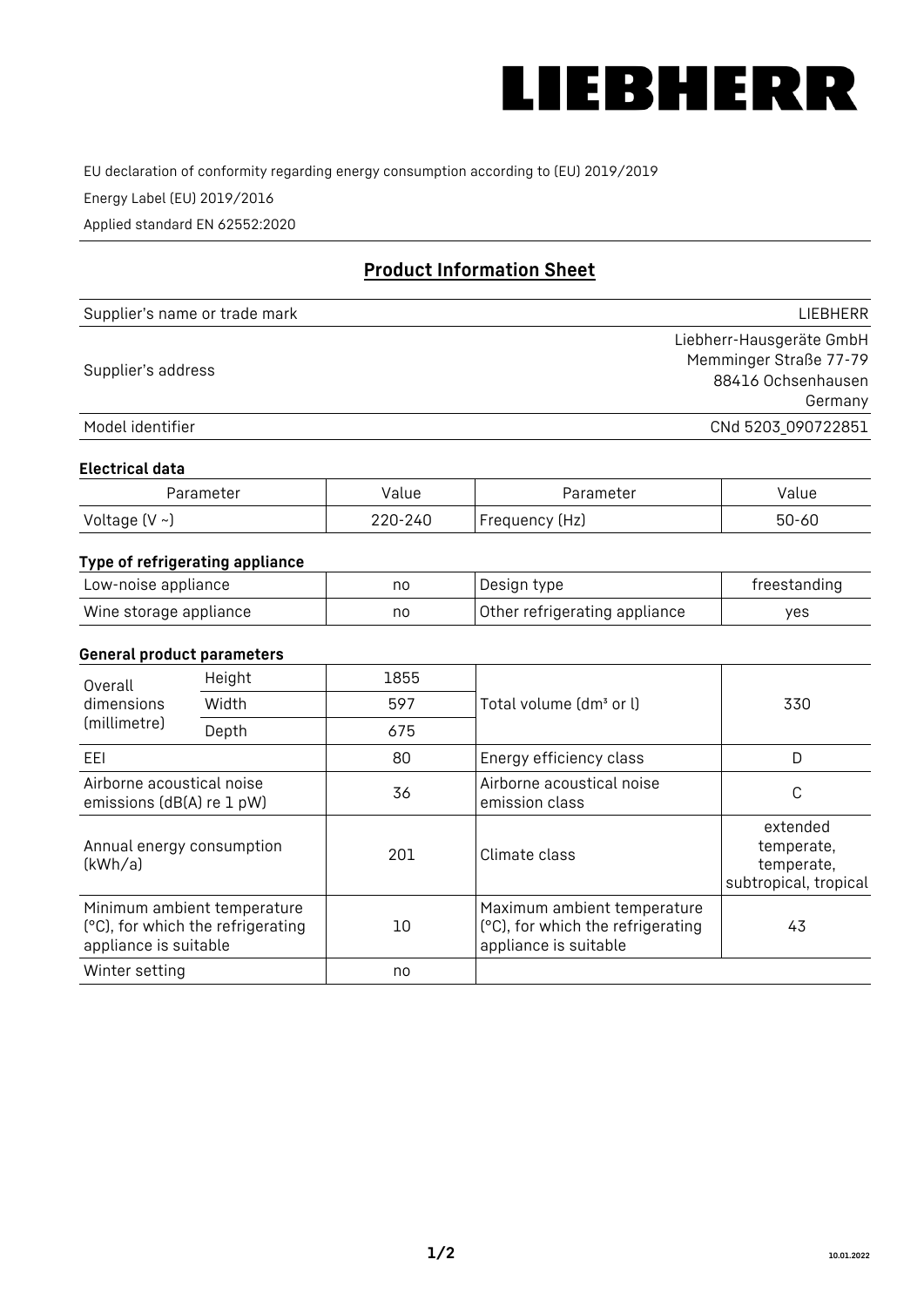EU declaration of conformity regarding energy consumption according to (EU) 2019/2019

Energy Label (EU) 2019/2016

Applied standard EN 62552:2020

## Product Information Sheet

| | |
|---|---|
| Supplier's name or trade mark | LIEBHERR |
| Supplier's address | Liebherr-Hausgeräte GmbH<br>Memminger Straße 77-79<br>88416 Ochsenhausen<br>Germany |
| Model identifier | CNd 5203_090722851 |

### Electrical data

| Parameter | Value | Parameter | Value |
|---|---|---|---|
| Voltage (V ~) | 220-240 | Frequency (Hz) | 50-60 |

### Type of refrigerating appliance

| | | | |
|---|---|---|---|
| Low-noise appliance | no | Design type | freestanding |
| Wine storage appliance | no | Other refrigerating appliance | yes |

### General product parameters

| | | | | |
|---|---|---|---|---|
| Overall dimensions (millimetre) | Height | 1855 | Total volume (dm³ or l) | 330 |
| | Width | 597 | | |
| | Depth | 675 | | |
| EEI | | 80 | Energy efficiency class | D |
| Airborne acoustical noise emissions (dB(A) re 1 pW) | | 36 | Airborne acoustical noise emission class | C |
| Annual energy consumption (kWh/a) | | 201 | Climate class | extended temperate, temperate, subtropical, tropical |
| Minimum ambient temperature (°C), for which the refrigerating appliance is suitable | | 10 | Maximum ambient temperature (°C), for which the refrigerating appliance is suitable | 43 |
| Winter setting | | no | | |

10.01.2022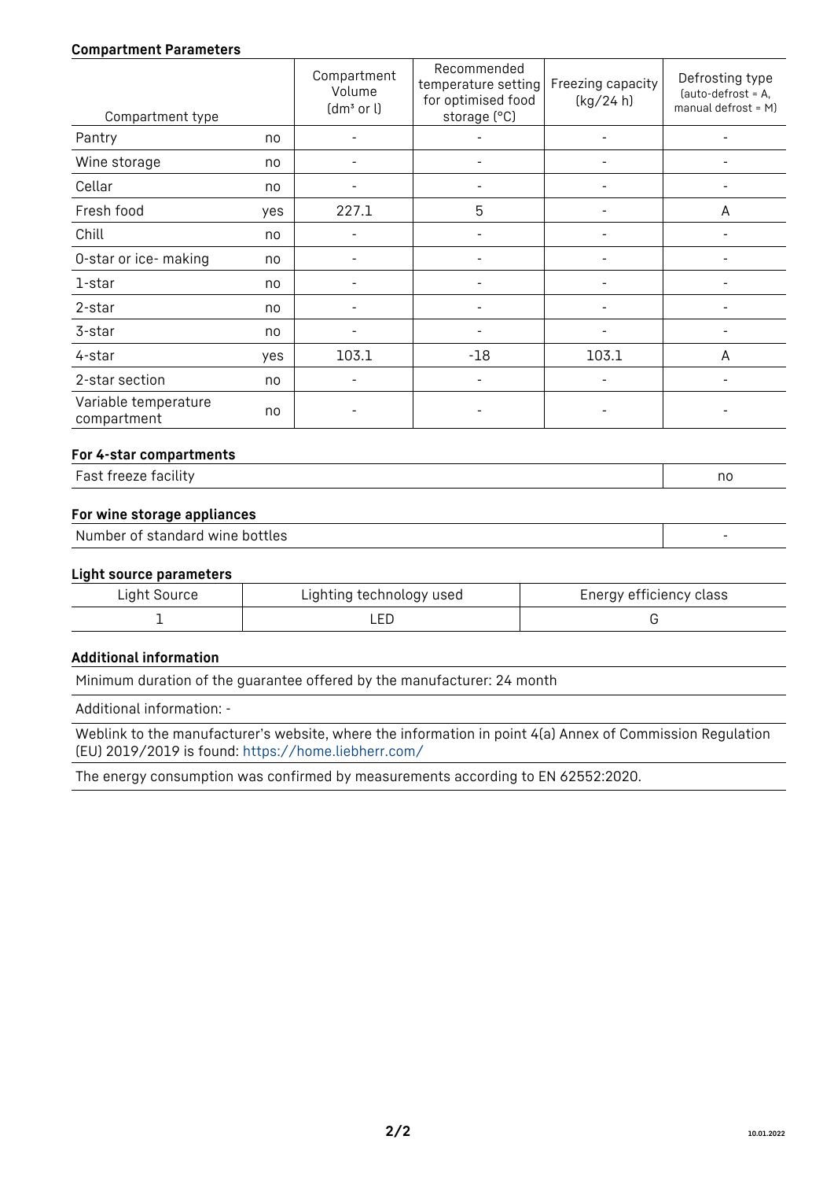**Compartment Parameters**

| Compartment type | | Compartment Volume (dm³ or l) | Recommended temperature setting for optimised food storage (°C) | Freezing capacity (kg/24 h) | Defrosting type (auto-defrost = A, manual defrost = M) |
|---|---|---|---|---|---|
| Pantry | no | - | - | - | - |
| Wine storage | no | - | - | - | - |
| Cellar | no | - | - | - | - |
| Fresh food | yes | 227.1 | 5 | - | A |
| Chill | no | - | - | - | - |
| 0-star or ice- making | no | - | - | - | - |
| 1-star | no | - | - | - | - |
| 2-star | no | - | - | - | - |
| 3-star | no | - | - | - | - |
| 4-star | yes | 103.1 | -18 | 103.1 | A |
| 2-star section | no | - | - | - | - |
| Variable temperature compartment | no | - | - | - | - |

**For 4-star compartments**

| | |
|---|---|
| Fast freeze facility | no |

**For wine storage appliances**

| | |
|---|---|
| Number of standard wine bottles | - |

**Light source parameters**

| Light Source | Lighting technology used | Energy efficiency class |
|---|---|---|
| 1 | LED | G |

**Additional information**

Minimum duration of the guarantee offered by the manufacturer: 24 month

Additional information: -

Weblink to the manufacturer's website, where the information in point 4(a) Annex of Commission Regulation (EU) 2019/2019 is found: https://home.liebherr.com/

The energy consumption was confirmed by measurements according to EN 62552:2020.

10.01.2022